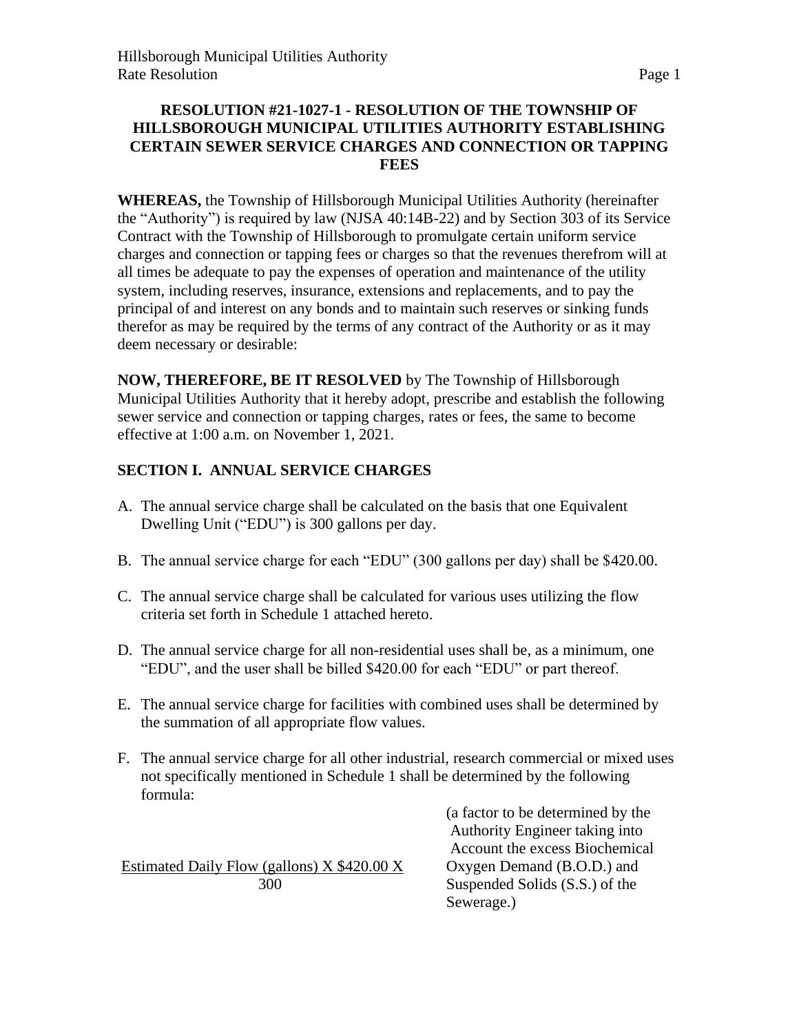## RESOLUTION #21-1027-1 - RESOLUTION OF THE TOWNSHIP OF HILLSBOROUGH MUNICIPAL UTILITIES AUTHORITY ESTABLISHING CERTAIN SEWER SERVICE CHARGES AND CONNECTION OR TAPPING FEES

**WHEREAS,** the Township of Hillsborough Municipal Utilities Authority (hereinafter the "Authority") is required by law (NJSA 40:14B-22) and by Section 303 of its Service Contract with the Township of Hillsborough to promulgate certain uniform service charges and connection or tapping fees or charges so that the revenues therefrom will at all times be adequate to pay the expenses of operation and maintenance of the utility system, including reserves, insurance, extensions and replacements, and to pay the principal of and interest on any bonds and to maintain such reserves or sinking funds therefor as may be required by the terms of any contract of the Authority or as it may deem necessary or desirable:

**NOW, THEREFORE, BE IT RESOLVED** by The Township of Hillsborough Municipal Utilities Authority that it hereby adopt, prescribe and establish the following sewer service and connection or tapping charges, rates or fees, the same to become effective at 1:00 a.m. on November 1, 2021.

### SECTION I. ANNUAL SERVICE CHARGES

A. The annual service charge shall be calculated on the basis that one Equivalent Dwelling Unit ("EDU") is 300 gallons per day.

B. The annual service charge for each "EDU" (300 gallons per day) shall be $420.00.

C. The annual service charge shall be calculated for various uses utilizing the flow criteria set forth in Schedule 1 attached hereto.

D. The annual service charge for all non-residential uses shall be, as a minimum, one "EDU", and the user shall be billed $420.00 for each "EDU" or part thereof.

E. The annual service charge for facilities with combined uses shall be determined by the summation of all appropriate flow values.

F. The annual service charge for all other industrial, research commercial or mixed uses not specifically mentioned in Schedule 1 shall be determined by the following formula:

$$\frac{\text{Estimated Daily Flow (gallons)} \times \$420.00}{300} \times$$

(a factor to be determined by the Authority Engineer taking into Account the excess Biochemical Oxygen Demand (B.O.D.) and Suspended Solids (S.S.) of the Sewerage.)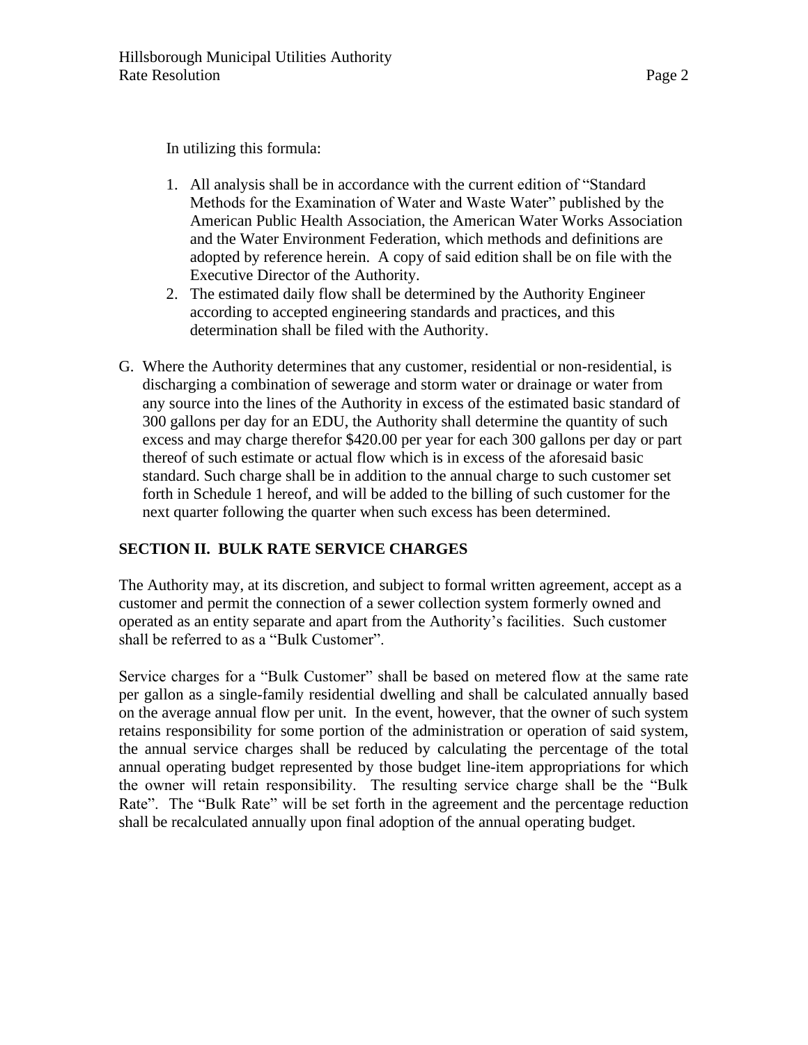In utilizing this formula:

1. All analysis shall be in accordance with the current edition of "Standard Methods for the Examination of Water and Waste Water" published by the American Public Health Association, the American Water Works Association and the Water Environment Federation, which methods and definitions are adopted by reference herein. A copy of said edition shall be on file with the Executive Director of the Authority.
2. The estimated daily flow shall be determined by the Authority Engineer according to accepted engineering standards and practices, and this determination shall be filed with the Authority.

G. Where the Authority determines that any customer, residential or non-residential, is discharging a combination of sewerage and storm water or drainage or water from any source into the lines of the Authority in excess of the estimated basic standard of 300 gallons per day for an EDU, the Authority shall determine the quantity of such excess and may charge therefor $420.00 per year for each 300 gallons per day or part thereof of such estimate or actual flow which is in excess of the aforesaid basic standard. Such charge shall be in addition to the annual charge to such customer set forth in Schedule 1 hereof, and will be added to the billing of such customer for the next quarter following the quarter when such excess has been determined.

## SECTION II. BULK RATE SERVICE CHARGES

The Authority may, at its discretion, and subject to formal written agreement, accept as a customer and permit the connection of a sewer collection system formerly owned and operated as an entity separate and apart from the Authority's facilities. Such customer shall be referred to as a "Bulk Customer".

Service charges for a "Bulk Customer" shall be based on metered flow at the same rate per gallon as a single-family residential dwelling and shall be calculated annually based on the average annual flow per unit. In the event, however, that the owner of such system retains responsibility for some portion of the administration or operation of said system, the annual service charges shall be reduced by calculating the percentage of the total annual operating budget represented by those budget line-item appropriations for which the owner will retain responsibility. The resulting service charge shall be the "Bulk Rate". The "Bulk Rate" will be set forth in the agreement and the percentage reduction shall be recalculated annually upon final adoption of the annual operating budget.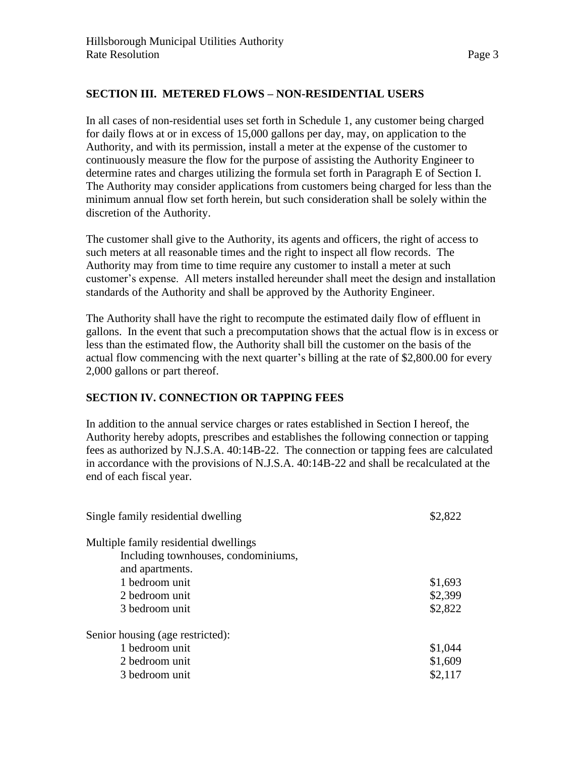## SECTION III. METERED FLOWS – NON-RESIDENTIAL USERS

In all cases of non-residential uses set forth in Schedule 1, any customer being charged for daily flows at or in excess of 15,000 gallons per day, may, on application to the Authority, and with its permission, install a meter at the expense of the customer to continuously measure the flow for the purpose of assisting the Authority Engineer to determine rates and charges utilizing the formula set forth in Paragraph E of Section I. The Authority may consider applications from customers being charged for less than the minimum annual flow set forth herein, but such consideration shall be solely within the discretion of the Authority.

The customer shall give to the Authority, its agents and officers, the right of access to such meters at all reasonable times and the right to inspect all flow records. The Authority may from time to time require any customer to install a meter at such customer's expense. All meters installed hereunder shall meet the design and installation standards of the Authority and shall be approved by the Authority Engineer.

The Authority shall have the right to recompute the estimated daily flow of effluent in gallons. In the event that such a precomputation shows that the actual flow is in excess or less than the estimated flow, the Authority shall bill the customer on the basis of the actual flow commencing with the next quarter's billing at the rate of $2,800.00 for every 2,000 gallons or part thereof.

## SECTION IV. CONNECTION OR TAPPING FEES

In addition to the annual service charges or rates established in Section I hereof, the Authority hereby adopts, prescribes and establishes the following connection or tapping fees as authorized by N.J.S.A. 40:14B-22. The connection or tapping fees are calculated in accordance with the provisions of N.J.S.A. 40:14B-22 and shall be recalculated at the end of each fiscal year.

| | |
|---|---|
| Single family residential dwelling | $2,822 |
| Multiple family residential dwellings Including townhouses, condominiums, and apartments. | |
| 1 bedroom unit | $1,693 |
| 2 bedroom unit | $2,399 |
| 3 bedroom unit | $2,822 |
| Senior housing (age restricted): | |
| 1 bedroom unit | $1,044 |
| 2 bedroom unit | $1,609 |
| 3 bedroom unit | $2,117 |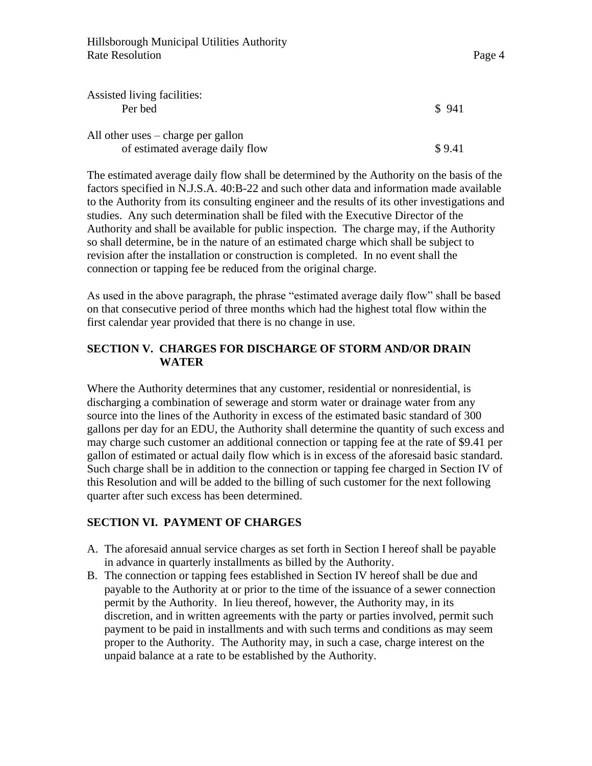Assisted living facilities:

| | |
|---|---|
| Per bed | $ 941 |

All other uses – charge per gallon

| | |
|---|---|
| of estimated average daily flow | $ 9.41 |

The estimated average daily flow shall be determined by the Authority on the basis of the factors specified in N.J.S.A. 40:B-22 and such other data and information made available to the Authority from its consulting engineer and the results of its other investigations and studies. Any such determination shall be filed with the Executive Director of the Authority and shall be available for public inspection. The charge may, if the Authority so shall determine, be in the nature of an estimated charge which shall be subject to revision after the installation or construction is completed. In no event shall the connection or tapping fee be reduced from the original charge.

As used in the above paragraph, the phrase "estimated average daily flow" shall be based on that consecutive period of three months which had the highest total flow within the first calendar year provided that there is no change in use.

## SECTION V. CHARGES FOR DISCHARGE OF STORM AND/OR DRAIN WATER

Where the Authority determines that any customer, residential or nonresidential, is discharging a combination of sewerage and storm water or drainage water from any source into the lines of the Authority in excess of the estimated basic standard of 300 gallons per day for an EDU, the Authority shall determine the quantity of such excess and may charge such customer an additional connection or tapping fee at the rate of $9.41 per gallon of estimated or actual daily flow which is in excess of the aforesaid basic standard. Such charge shall be in addition to the connection or tapping fee charged in Section IV of this Resolution and will be added to the billing of such customer for the next following quarter after such excess has been determined.

## SECTION VI. PAYMENT OF CHARGES

A. The aforesaid annual service charges as set forth in Section I hereof shall be payable in advance in quarterly installments as billed by the Authority.
B. The connection or tapping fees established in Section IV hereof shall be due and payable to the Authority at or prior to the time of the issuance of a sewer connection permit by the Authority. In lieu thereof, however, the Authority may, in its discretion, and in written agreements with the party or parties involved, permit such payment to be paid in installments and with such terms and conditions as may seem proper to the Authority. The Authority may, in such a case, charge interest on the unpaid balance at a rate to be established by the Authority.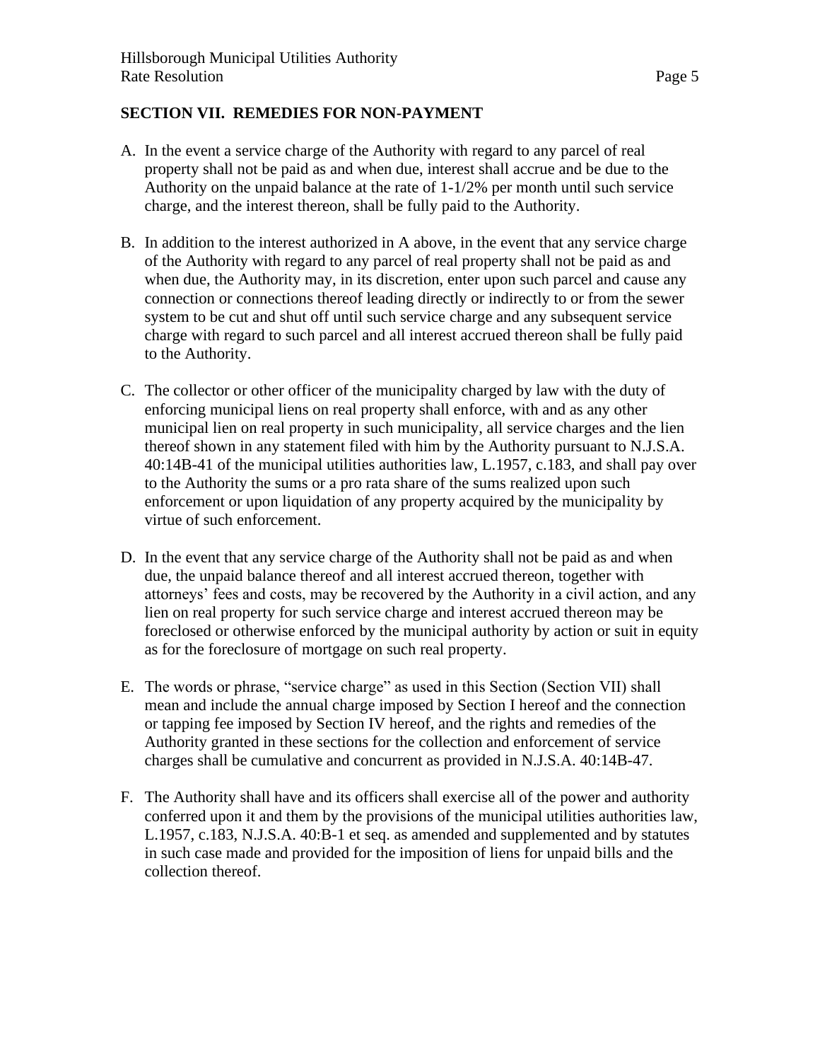## SECTION VII. REMEDIES FOR NON-PAYMENT

A. In the event a service charge of the Authority with regard to any parcel of real property shall not be paid as and when due, interest shall accrue and be due to the Authority on the unpaid balance at the rate of 1-1/2% per month until such service charge, and the interest thereon, shall be fully paid to the Authority.

B. In addition to the interest authorized in A above, in the event that any service charge of the Authority with regard to any parcel of real property shall not be paid as and when due, the Authority may, in its discretion, enter upon such parcel and cause any connection or connections thereof leading directly or indirectly to or from the sewer system to be cut and shut off until such service charge and any subsequent service charge with regard to such parcel and all interest accrued thereon shall be fully paid to the Authority.

C. The collector or other officer of the municipality charged by law with the duty of enforcing municipal liens on real property shall enforce, with and as any other municipal lien on real property in such municipality, all service charges and the lien thereof shown in any statement filed with him by the Authority pursuant to N.J.S.A. 40:14B-41 of the municipal utilities authorities law, L.1957, c.183, and shall pay over to the Authority the sums or a pro rata share of the sums realized upon such enforcement or upon liquidation of any property acquired by the municipality by virtue of such enforcement.

D. In the event that any service charge of the Authority shall not be paid as and when due, the unpaid balance thereof and all interest accrued thereon, together with attorneys' fees and costs, may be recovered by the Authority in a civil action, and any lien on real property for such service charge and interest accrued thereon may be foreclosed or otherwise enforced by the municipal authority by action or suit in equity as for the foreclosure of mortgage on such real property.

E. The words or phrase, "service charge" as used in this Section (Section VII) shall mean and include the annual charge imposed by Section I hereof and the connection or tapping fee imposed by Section IV hereof, and the rights and remedies of the Authority granted in these sections for the collection and enforcement of service charges shall be cumulative and concurrent as provided in N.J.S.A. 40:14B-47.

F. The Authority shall have and its officers shall exercise all of the power and authority conferred upon it and them by the provisions of the municipal utilities authorities law, L.1957, c.183, N.J.S.A. 40:B-1 et seq. as amended and supplemented and by statutes in such case made and provided for the imposition of liens for unpaid bills and the collection thereof.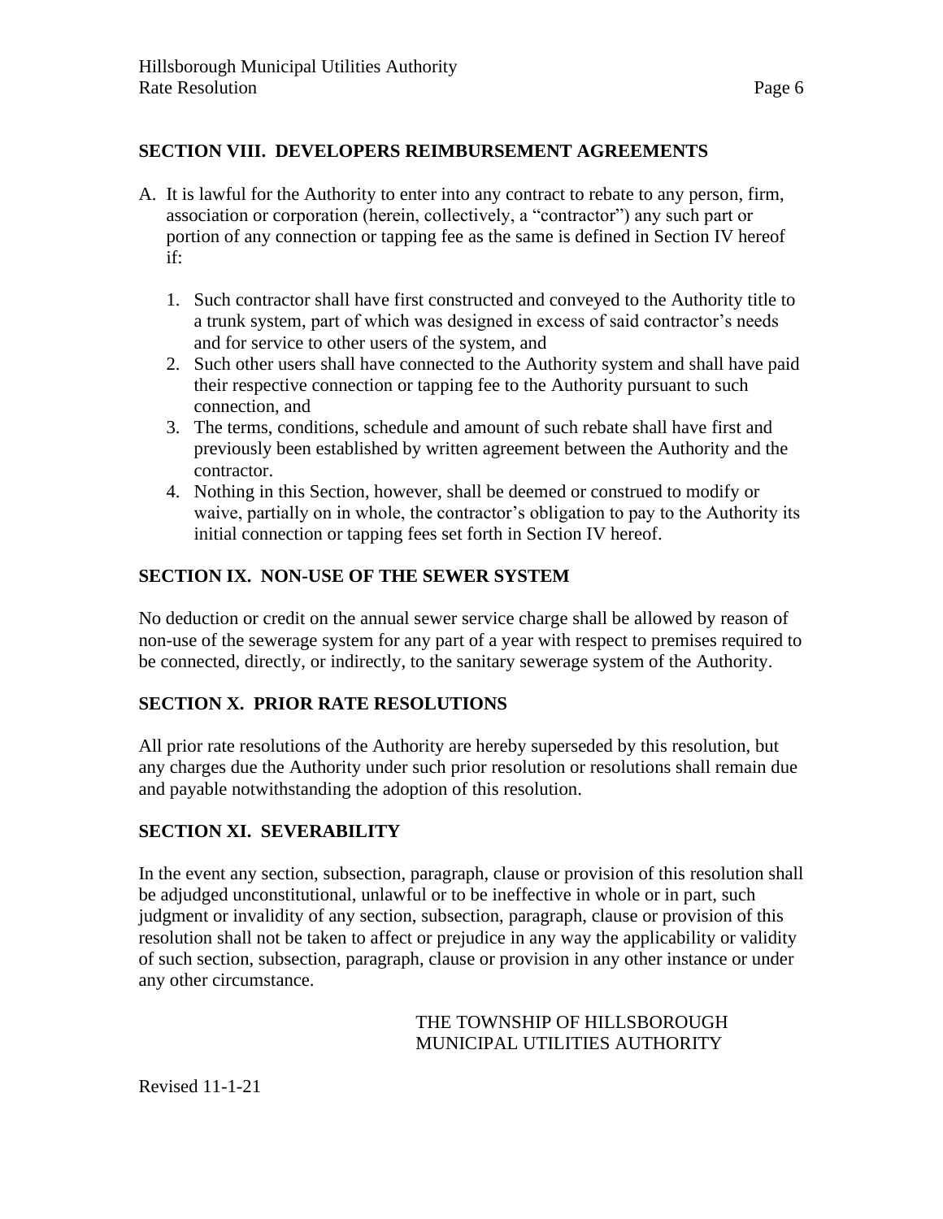## SECTION VIII. DEVELOPERS REIMBURSEMENT AGREEMENTS

A. It is lawful for the Authority to enter into any contract to rebate to any person, firm, association or corporation (herein, collectively, a "contractor") any such part or portion of any connection or tapping fee as the same is defined in Section IV hereof if:

   1. Such contractor shall have first constructed and conveyed to the Authority title to a trunk system, part of which was designed in excess of said contractor's needs and for service to other users of the system, and
   2. Such other users shall have connected to the Authority system and shall have paid their respective connection or tapping fee to the Authority pursuant to such connection, and
   3. The terms, conditions, schedule and amount of such rebate shall have first and previously been established by written agreement between the Authority and the contractor.
   4. Nothing in this Section, however, shall be deemed or construed to modify or waive, partially on in whole, the contractor's obligation to pay to the Authority its initial connection or tapping fees set forth in Section IV hereof.

## SECTION IX. NON-USE OF THE SEWER SYSTEM

No deduction or credit on the annual sewer service charge shall be allowed by reason of non-use of the sewerage system for any part of a year with respect to premises required to be connected, directly, or indirectly, to the sanitary sewerage system of the Authority.

## SECTION X. PRIOR RATE RESOLUTIONS

All prior rate resolutions of the Authority are hereby superseded by this resolution, but any charges due the Authority under such prior resolution or resolutions shall remain due and payable notwithstanding the adoption of this resolution.

## SECTION XI. SEVERABILITY

In the event any section, subsection, paragraph, clause or provision of this resolution shall be adjudged unconstitutional, unlawful or to be ineffective in whole or in part, such judgment or invalidity of any section, subsection, paragraph, clause or provision of this resolution shall not be taken to affect or prejudice in any way the applicability or validity of such section, subsection, paragraph, clause or provision in any other instance or under any other circumstance.

THE TOWNSHIP OF HILLSBOROUGH
MUNICIPAL UTILITIES AUTHORITY

Revised 11-1-21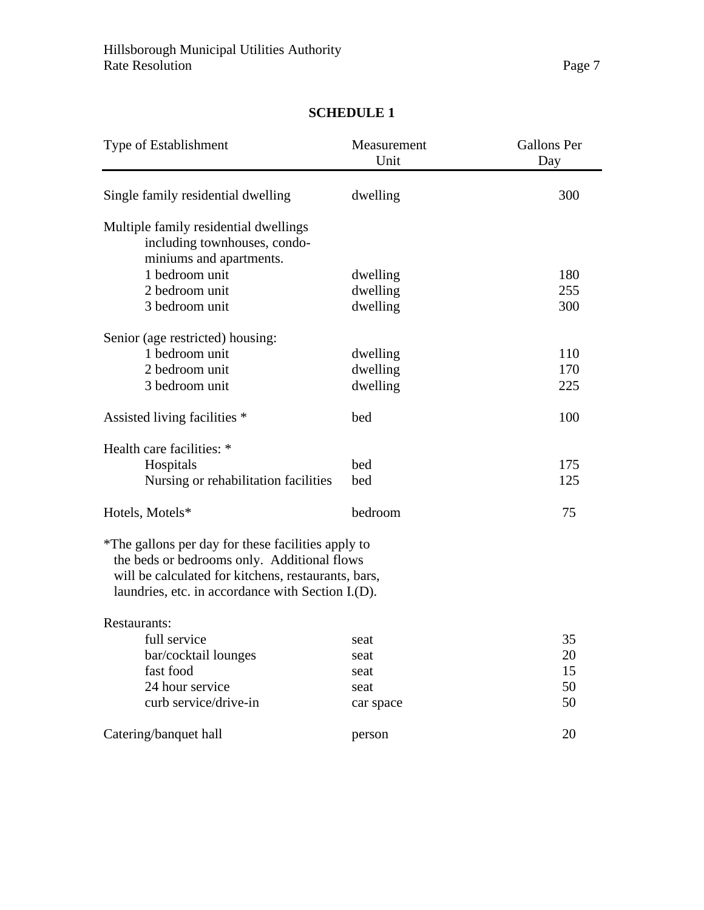## SCHEDULE 1

| Type of Establishment | Measurement Unit | Gallons Per Day |
|---|---|---|
| Single family residential dwelling | dwelling | 300 |
| Multiple family residential dwellings including townhouses, condominiums and apartments. | | |
| 1 bedroom unit | dwelling | 180 |
| 2 bedroom unit | dwelling | 255 |
| 3 bedroom unit | dwelling | 300 |
| Senior (age restricted) housing: | | |
| 1 bedroom unit | dwelling | 110 |
| 2 bedroom unit | dwelling | 170 |
| 3 bedroom unit | dwelling | 225 |
| Assisted living facilities * | bed | 100 |
| Health care facilities: * | | |
| Hospitals | bed | 175 |
| Nursing or rehabilitation facilities | bed | 125 |
| Hotels, Motels* | bedroom | 75 |

*The gallons per day for these facilities apply to the beds or bedrooms only. Additional flows will be calculated for kitchens, restaurants, bars, laundries, etc. in accordance with Section I.(D).

| Type of Establishment | Measurement Unit | Gallons Per Day |
|---|---|---|
| Restaurants: | | |
| full service | seat | 35 |
| bar/cocktail lounges | seat | 20 |
| fast food | seat | 15 |
| 24 hour service | seat | 50 |
| curb service/drive-in | car space | 50 |
| Catering/banquet hall | person | 20 |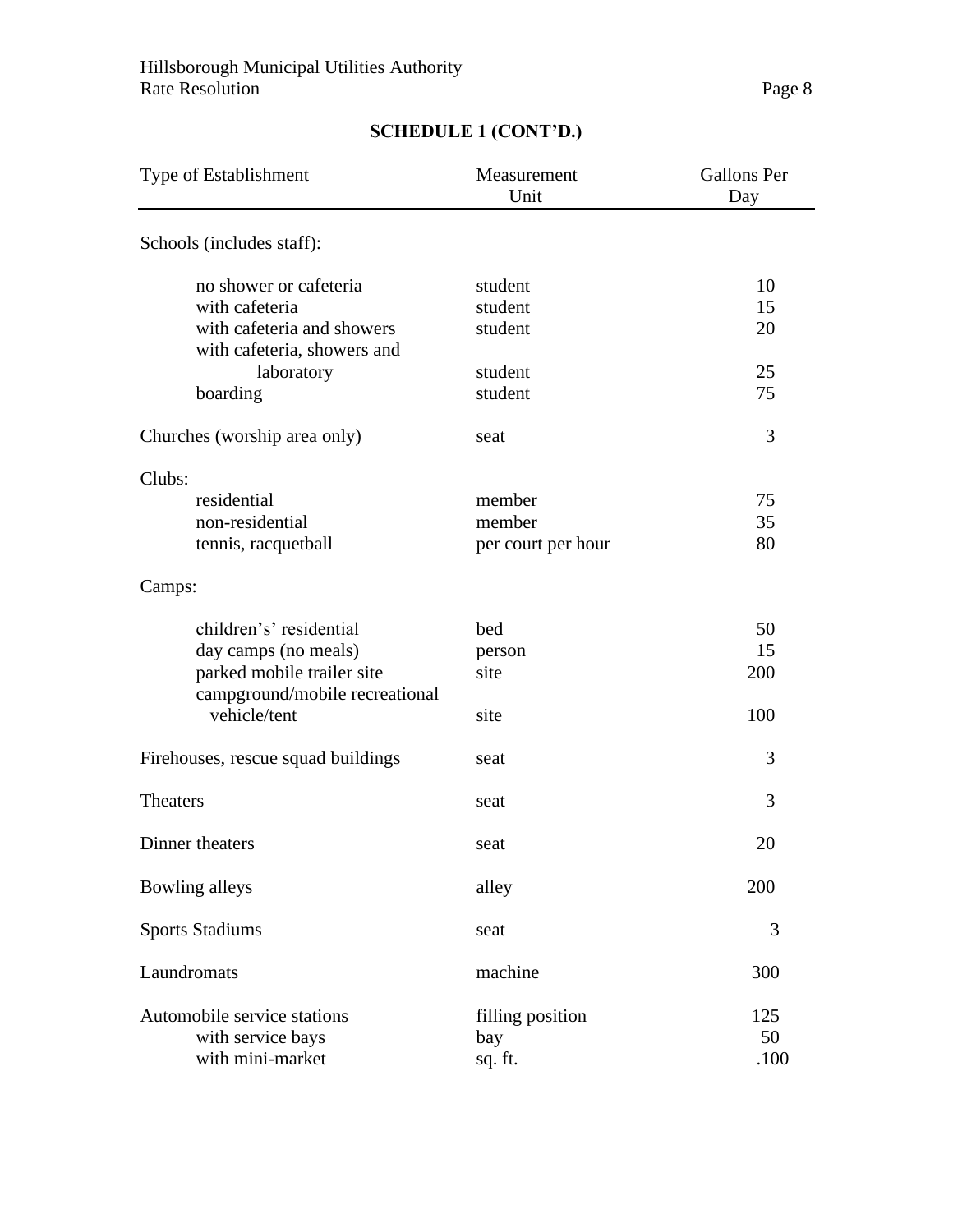## SCHEDULE 1 (CONT'D.)

| Type of Establishment | Measurement Unit | Gallons Per Day |
|---|---|---|
| Schools (includes staff): | | |
| no shower or cafeteria | student | 10 |
| with cafeteria | student | 15 |
| with cafeteria and showers | student | 20 |
| with cafeteria, showers and laboratory | student | 25 |
| boarding | student | 75 |
| Churches (worship area only) | seat | 3 |
| Clubs: | | |
| residential | member | 75 |
| non-residential | member | 35 |
| tennis, racquetball | per court per hour | 80 |
| Camps: | | |
| children's' residential | bed | 50 |
| day camps (no meals) | person | 15 |
| parked mobile trailer site | site | 200 |
| campground/mobile recreational vehicle/tent | site | 100 |
| Firehouses, rescue squad buildings | seat | 3 |
| Theaters | seat | 3 |
| Dinner theaters | seat | 20 |
| Bowling alleys | alley | 200 |
| Sports Stadiums | seat | 3 |
| Laundromats | machine | 300 |
| Automobile service stations | filling position | 125 |
| with service bays | bay | 50 |
| with mini-market | sq. ft. | .100 |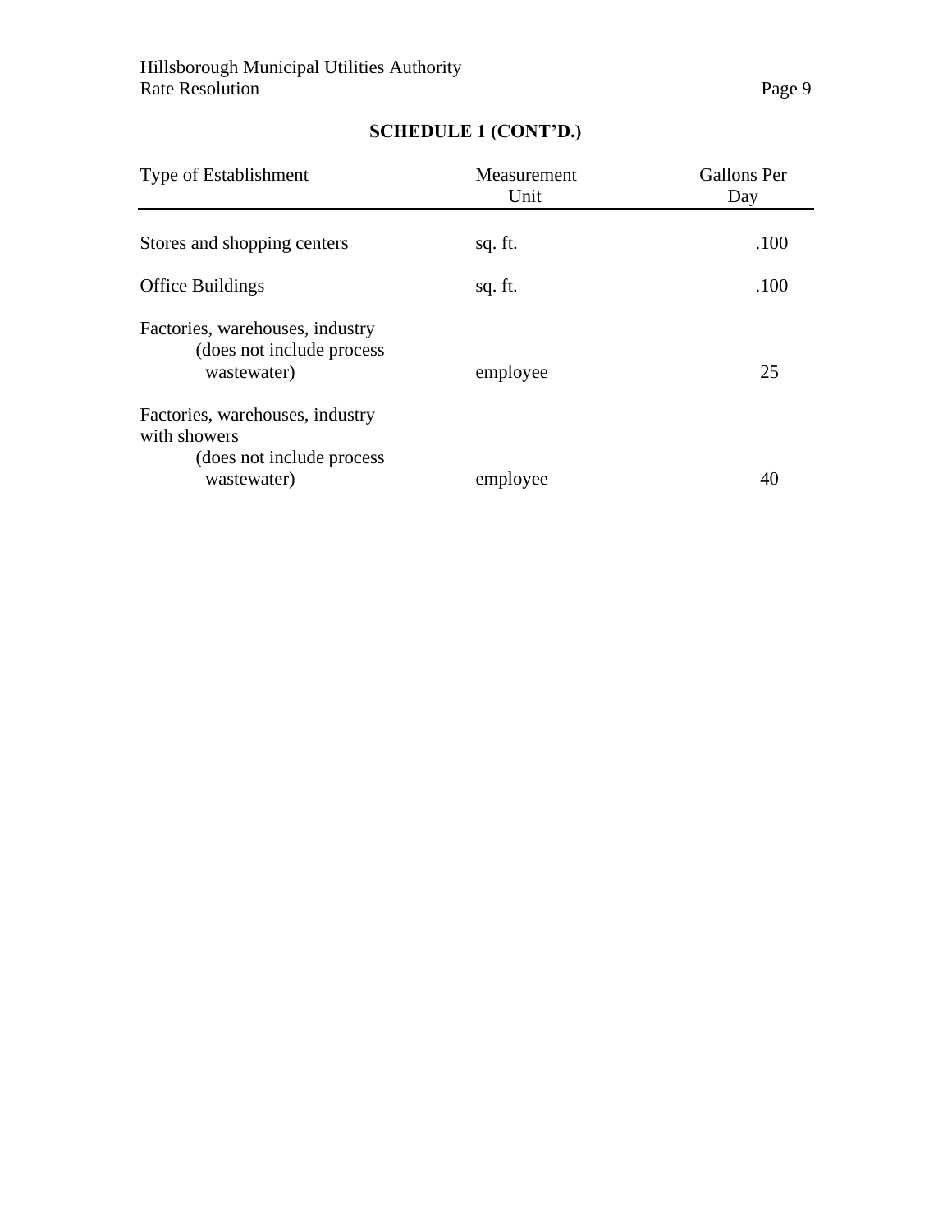## SCHEDULE 1 (CONT'D.)

| Type of Establishment | Measurement Unit | Gallons Per Day |
|---|---|---|
| Stores and shopping centers | sq. ft. | .100 |
| Office Buildings | sq. ft. | .100 |
| Factories, warehouses, industry (does not include process wastewater) | employee | 25 |
| Factories, warehouses, industry with showers (does not include process wastewater) | employee | 40 |